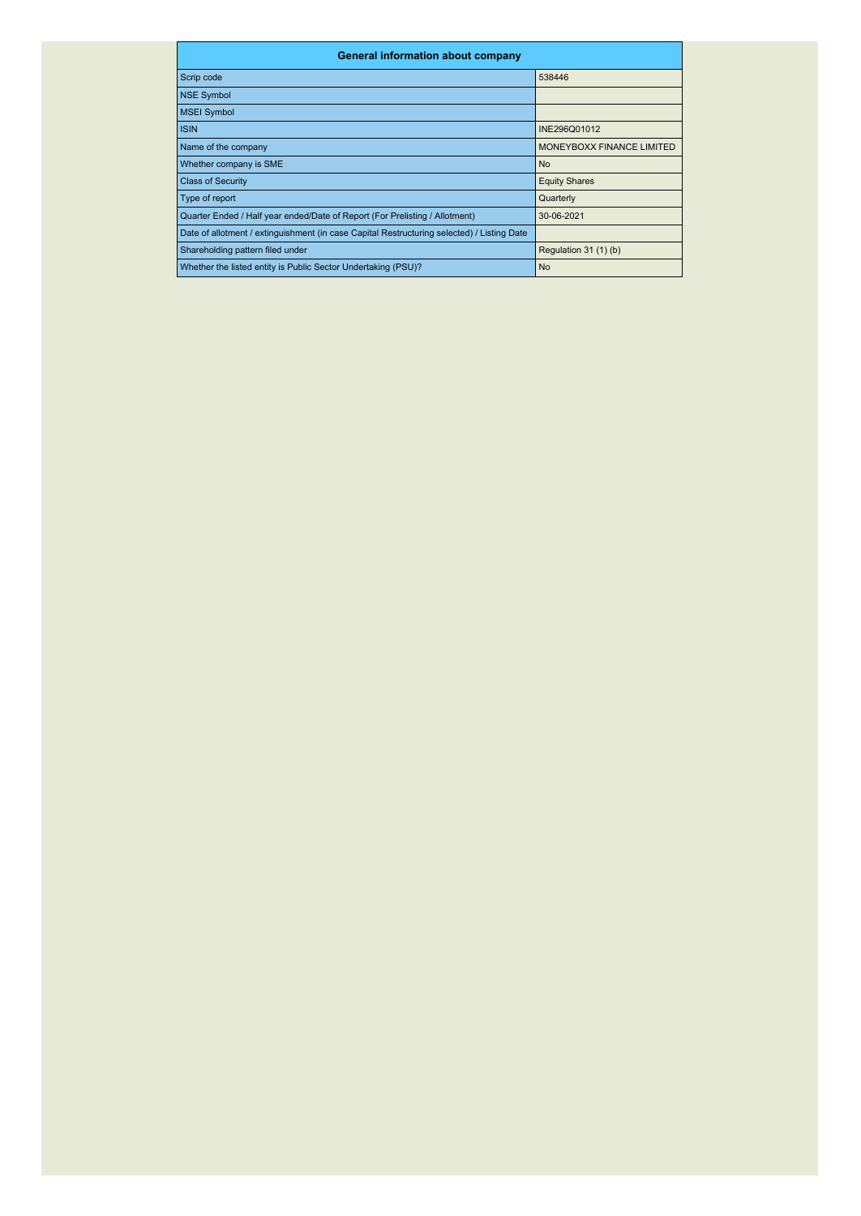| General information about company | |
|---|---|
| Scrip code | 538446 |
| NSE Symbol | |
| MSEI Symbol | |
| ISIN | INE296Q01012 |
| Name of the company | MONEYBOXX FINANCE LIMITED |
| Whether company is SME | No |
| Class of Security | Equity Shares |
| Type of report | Quarterly |
| Quarter Ended / Half year ended/Date of Report (For Prelisting / Allotment) | 30-06-2021 |
| Date of allotment / extinguishment (in case Capital Restructuring selected) / Listing Date | |
| Shareholding pattern filed under | Regulation 31 (1) (b) |
| Whether the listed entity is Public Sector Undertaking (PSU)? | No |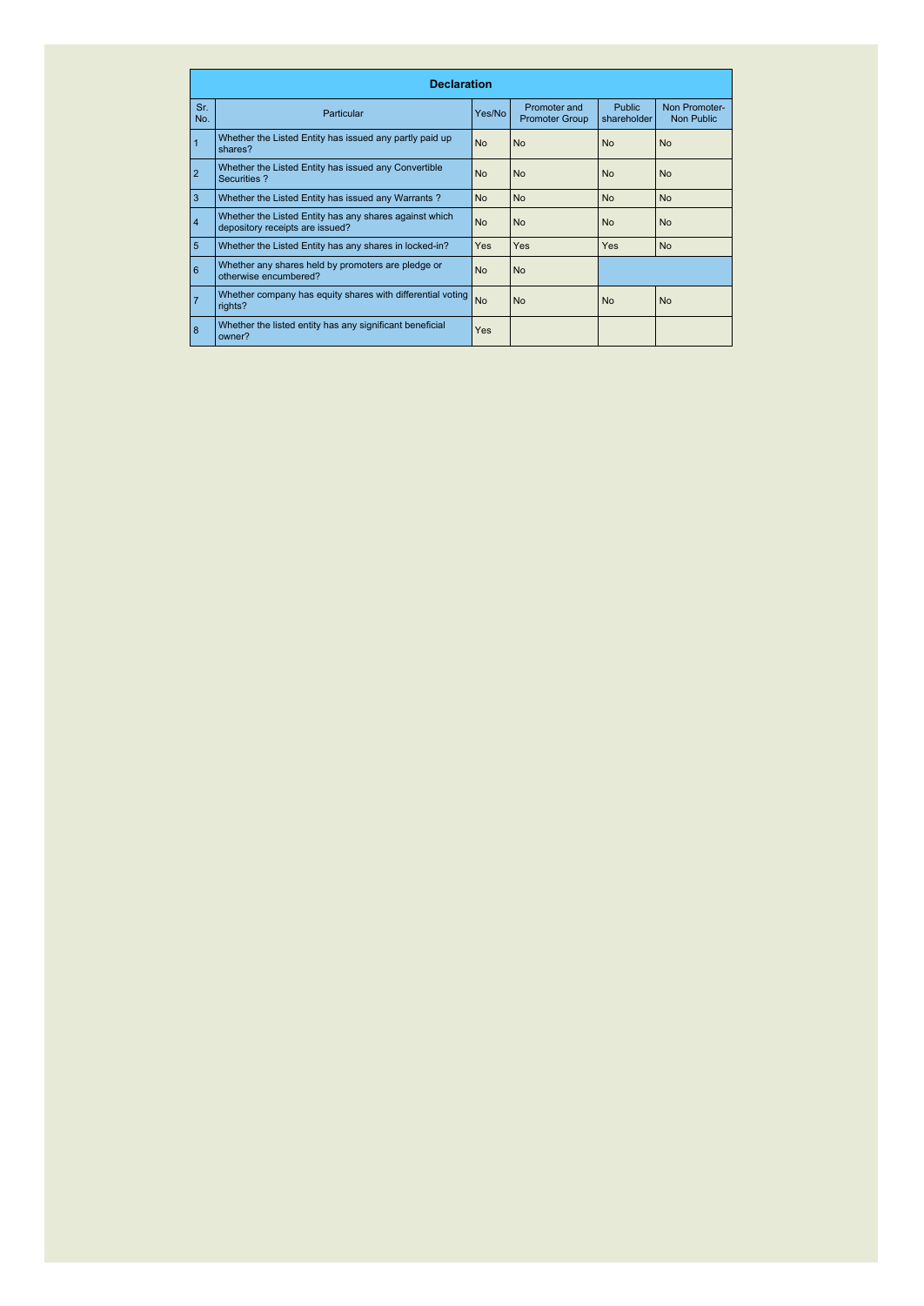| Declaration | | | | | |
|---|---|---|---|---|---|
| Sr. No. | Particular | Yes/No | Promoter and Promoter Group | Public shareholder | Non Promoter- Non Public |
| 1 | Whether the Listed Entity has issued any partly paid up shares? | No | No | No | No |
| 2 | Whether the Listed Entity has issued any Convertible Securities ? | No | No | No | No |
| 3 | Whether the Listed Entity has issued any Warrants ? | No | No | No | No |
| 4 | Whether the Listed Entity has any shares against which depository receipts are issued? | No | No | No | No |
| 5 | Whether the Listed Entity has any shares in locked-in? | Yes | Yes | Yes | No |
| 6 | Whether any shares held by promoters are pledge or otherwise encumbered? | No | No | | |
| 7 | Whether company has equity shares with differential voting rights? | No | No | No | No |
| 8 | Whether the listed entity has any significant beneficial owner? | Yes | | | |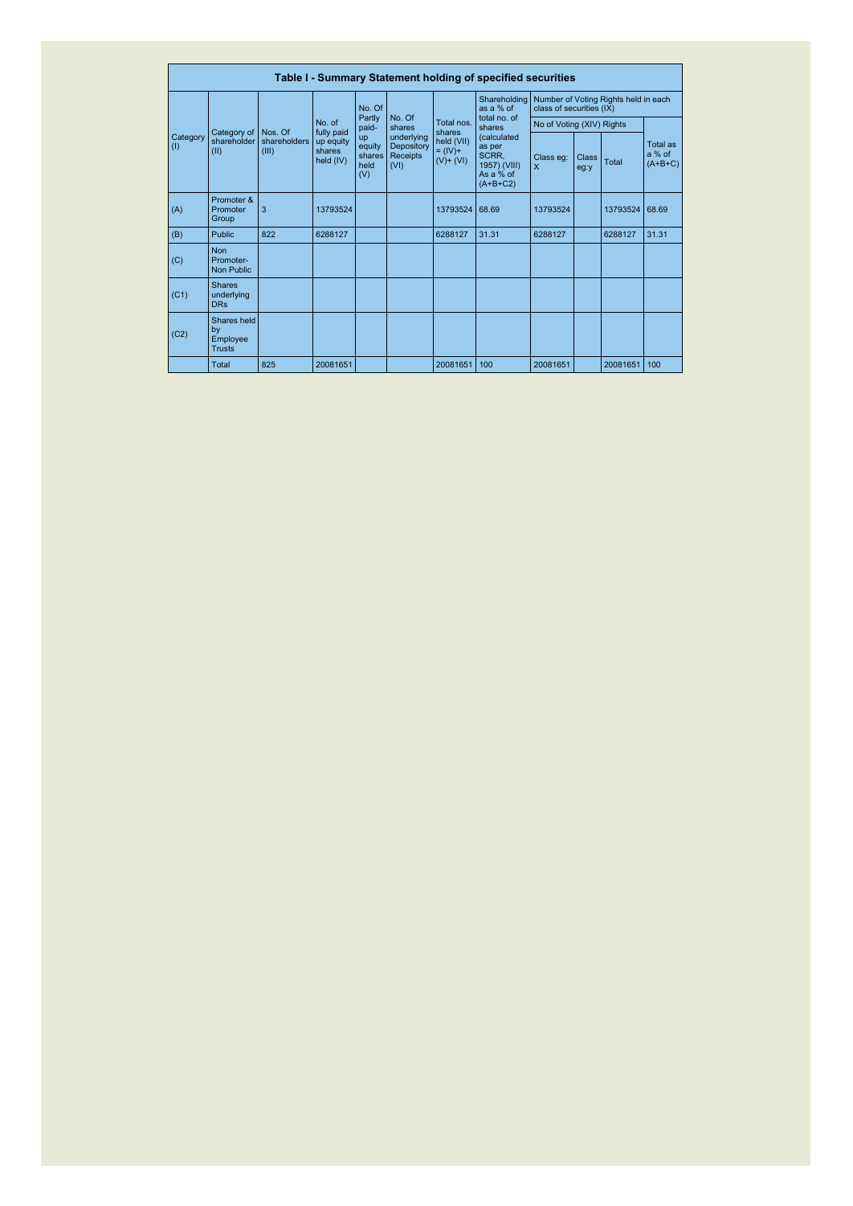## Table I - Summary Statement holding of specified securities

| Category (I) | Category of shareholder (II) | Nos. Of shareholders (III) | No. of fully paid up equity shares held (IV) | No. Of Partly paid-up equity shares held (V) | No. Of shares underlying Depository Receipts (VI) | Total nos. shares held (VII) = (IV)+ (V)+ (VI) | Shareholding as a % of total no. of shares (calculated as per SCRR, 1957) (VIII) As a % of (A+B+C2) | Number of Voting Rights held in each class of securities (IX) | | | |
|---|---|---|---|---|---|---|---|---|---|---|---|
| | | | | | | | | No of Voting (XIV) Rights | | | Total as a % of (A+B+C) |
| | | | | | | | | Class eg: X | Class eg:y | Total | |
| (A) | Promoter & Promoter Group | 3 | 13793524 | | | 13793524 | 68.69 | 13793524 | | 13793524 | 68.69 |
| (B) | Public | 822 | 6288127 | | | 6288127 | 31.31 | 6288127 | | 6288127 | 31.31 |
| (C) | Non Promoter- Non Public | | | | | | | | | | |
| (C1) | Shares underlying DRs | | | | | | | | | | |
| (C2) | Shares held by Employee Trusts | | | | | | | | | | |
| | Total | 825 | 20081651 | | | 20081651 | 100 | 20081651 | | 20081651 | 100 |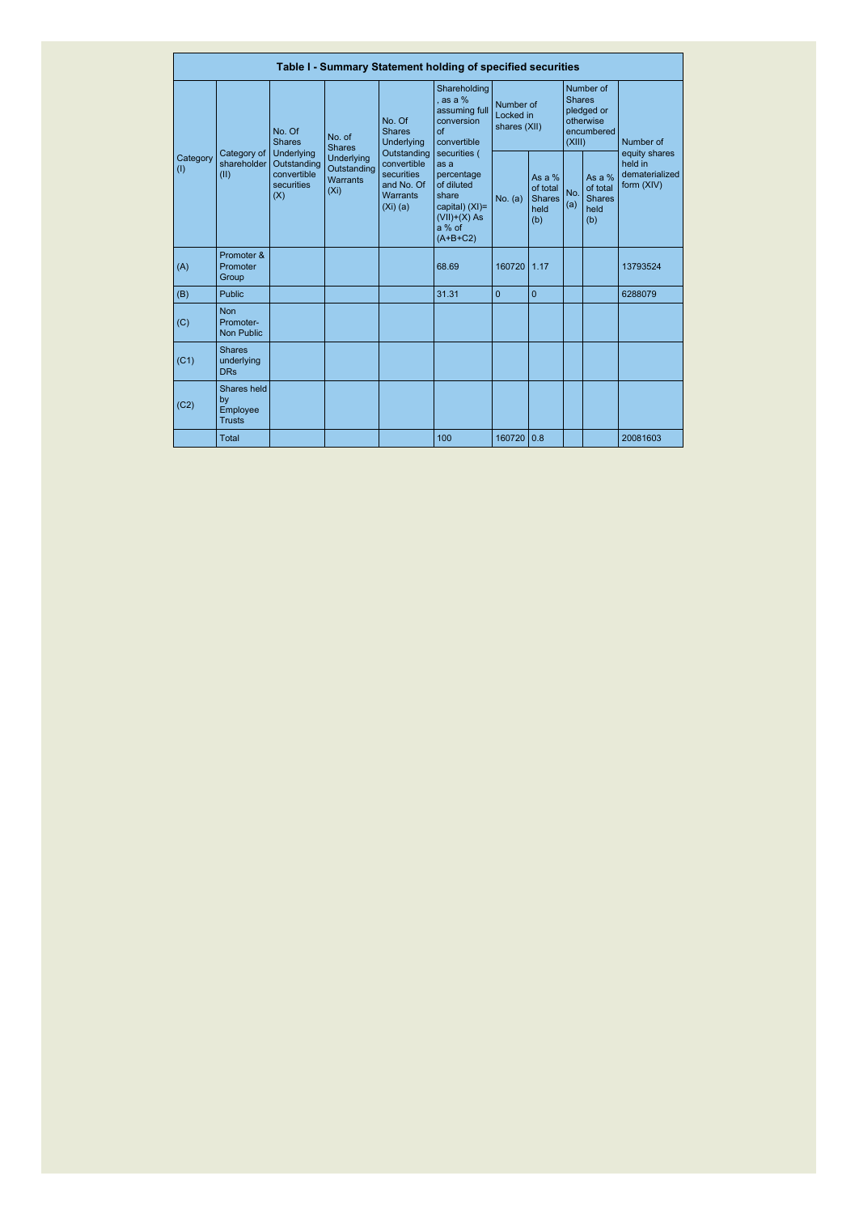| Table I - Summary Statement holding of specified securities | | | | | | | | | | |
|---|---|---|---|---|---|---|---|---|---|---|
| Category (I) | Category of shareholder (II) | No. Of Shares Underlying Outstanding convertible securities (X) | No. of Shares Underlying Outstanding Warrants (Xi) | No. Of Shares Underlying Outstanding convertible securities and No. Of Warrants (Xi) (a) | Shareholding , as a % assuming full conversion of convertible securities ( as a percentage of diluted share capital) (XI)= (VII)+(X) As a % of (A+B+C2) | Number of Locked in shares (XII) | | Number of Shares pledged or otherwise encumbered (XIII) | | Number of equity shares held in dematerialized form (XIV) |
| | | | | | | No. (a) | As a % of total Shares held (b) | No. (a) | As a % of total Shares held (b) | |
| (A) | Promoter & Promoter Group | | | | 68.69 | 160720 | 1.17 | | | 13793524 |
| (B) | Public | | | | 31.31 | 0 | 0 | | | 6288079 |
| (C) | Non Promoter- Non Public | | | | | | | | | |
| (C1) | Shares underlying DRs | | | | | | | | | |
| (C2) | Shares held by Employee Trusts | | | | | | | | | |
| | Total | | | | 100 | 160720 | 0.8 | | | 20081603 |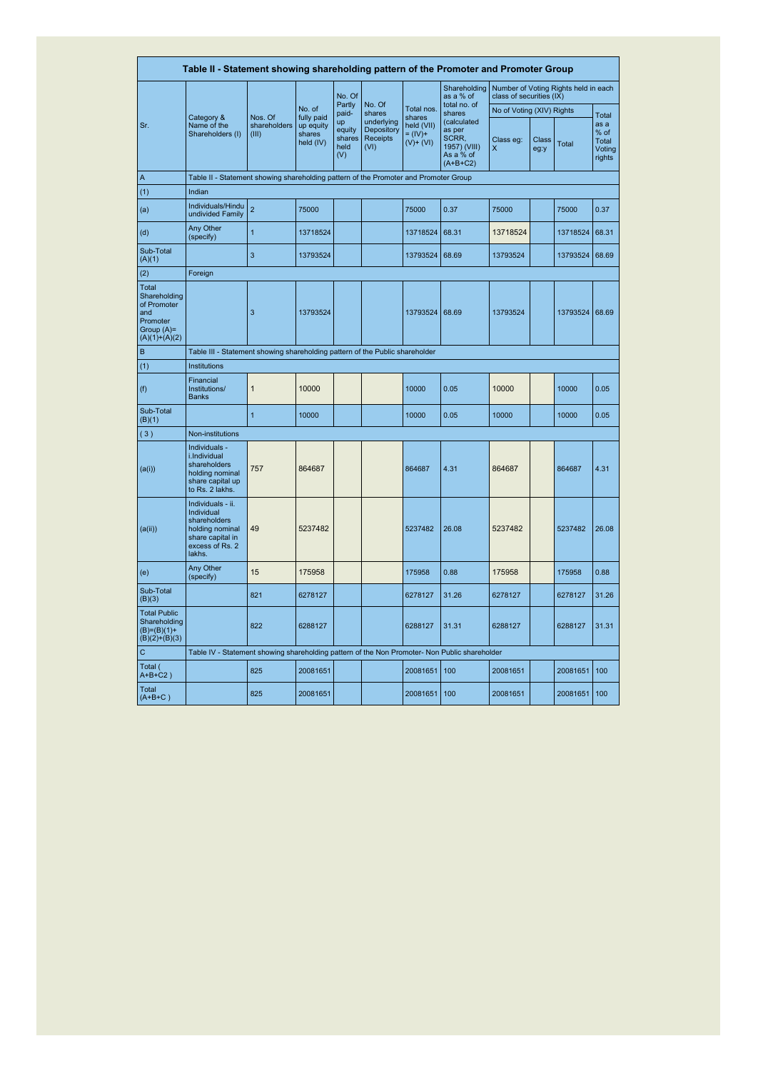| Table II - Statement showing shareholding pattern of the Promoter and Promoter Group | | | | | | | | | | | |
|---|---|---|---|---|---|---|---|---|---|---|---|
| Sr. | Category & Name of the Shareholders (I) | Nos. Of shareholders (III) | No. of fully paid up equity shares held (IV) | No. Of Partly paid-up equity shares held (V) | No. Of shares underlying Depository Receipts (VI) | Total nos. shares held (VII) = (IV)+ (V)+ (VI) | Shareholding as a % of total no. of shares (calculated as per SCRR, 1957) (VIII) As a % of (A+B+C2) | Number of Voting Rights held in each class of securities (IX) | | | |
| | | | | | | | | No of Voting (XIV) Rights | | | Total as a % of Total Voting rights |
| | | | | | | | | Class eg: X | Class eg:y | Total | |
| A | Table II - Statement showing shareholding pattern of the Promoter and Promoter Group | | | | | | | | | | |
| (1) | Indian | | | | | | | | | | |
| (a) | Individuals/Hindu undivided Family | 2 | 75000 | | | 75000 | 0.37 | 75000 | | 75000 | 0.37 |
| (d) | Any Other (specify) | 1 | 13718524 | | | 13718524 | 68.31 | 13718524 | | 13718524 | 68.31 |
| Sub-Total (A)(1) | | 3 | 13793524 | | | 13793524 | 68.69 | 13793524 | | 13793524 | 68.69 |
| (2) | Foreign | | | | | | | | | | |
| Total Shareholding of Promoter and Promoter Group (A)=(A)(1)+(A)(2) | | 3 | 13793524 | | | 13793524 | 68.69 | 13793524 | | 13793524 | 68.69 |
| B | Table III - Statement showing shareholding pattern of the Public shareholder | | | | | | | | | | |
| (1) | Institutions | | | | | | | | | | |
| (f) | Financial Institutions/ Banks | 1 | 10000 | | | 10000 | 0.05 | 10000 | | 10000 | 0.05 |
| Sub-Total (B)(1) | | 1 | 10000 | | | 10000 | 0.05 | 10000 | | 10000 | 0.05 |
| (3) | Non-institutions | | | | | | | | | | |
| (a(i)) | Individuals - i.Individual shareholders holding nominal share capital up to Rs. 2 lakhs. | 757 | 864687 | | | 864687 | 4.31 | 864687 | | 864687 | 4.31 |
| (a(ii)) | Individuals - ii. Individual shareholders holding nominal share capital in excess of Rs. 2 lakhs. | 49 | 5237482 | | | 5237482 | 26.08 | 5237482 | | 5237482 | 26.08 |
| (e) | Any Other (specify) | 15 | 175958 | | | 175958 | 0.88 | 175958 | | 175958 | 0.88 |
| Sub-Total (B)(3) | | 821 | 6278127 | | | 6278127 | 31.26 | 6278127 | | 6278127 | 31.26 |
| Total Public Shareholding (B)=(B)(1)+(B)(2)+(B)(3) | | 822 | 6288127 | | | 6288127 | 31.31 | 6288127 | | 6288127 | 31.31 |
| C | Table IV - Statement showing shareholding pattern of the Non Promoter- Non Public shareholder | | | | | | | | | | |
| Total ( A+B+C2 ) | | 825 | 20081651 | | | 20081651 | 100 | 20081651 | | 20081651 | 100 |
| Total (A+B+C ) | | 825 | 20081651 | | | 20081651 | 100 | 20081651 | | 20081651 | 100 |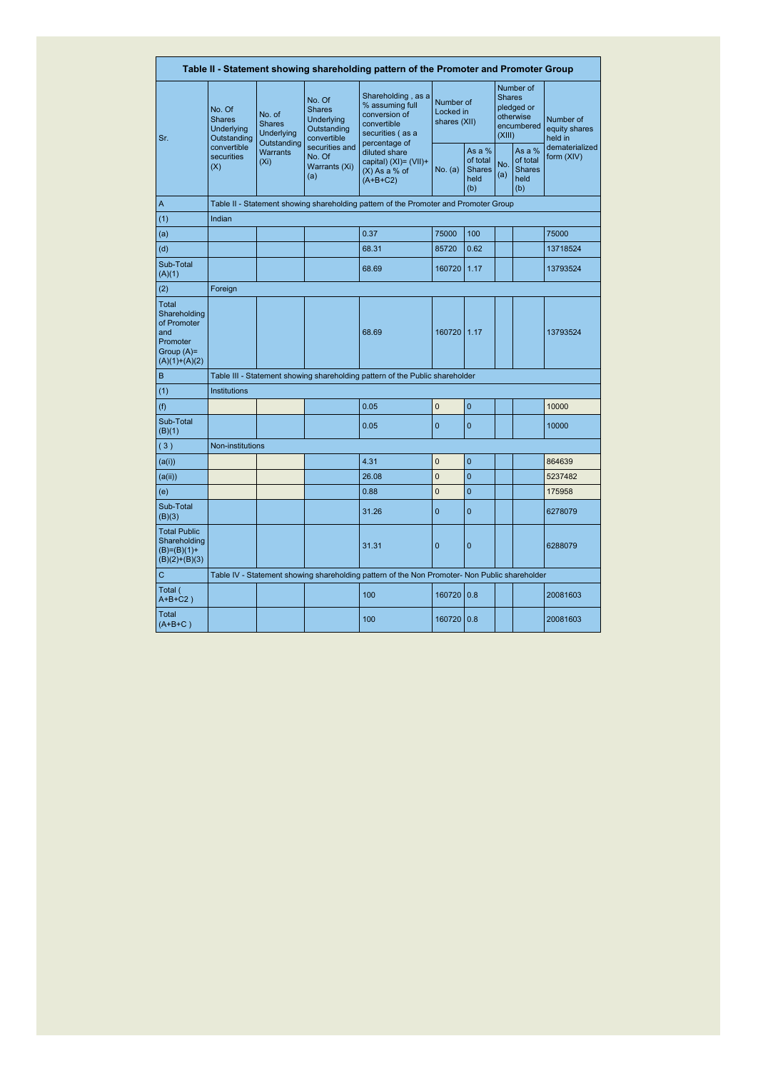| Table II - Statement showing shareholding pattern of the Promoter and Promoter Group | | | | | | | | | |
|---|---|---|---|---|---|---|---|---|---|
| Sr. | No. Of Shares Underlying Outstanding convertible securities (X) | No. of Shares Underlying Outstanding Warrants (Xi) | No. Of Shares Underlying Outstanding convertible securities and No. Of Warrants (Xi) (a) | Shareholding , as a % assuming full conversion of convertible securities ( as a percentage of diluted share capital) (XI)= (VII)+(X) As a % of (A+B+C2) | Number of Locked in shares (XII) | | Number of Shares pledged or otherwise encumbered (XIII) | | Number of equity shares held in dematerialized form (XIV) |
| | | | | | No. (a) | As a % of total Shares held (b) | No. (a) | As a % of total Shares held (b) | |
| A | Table II - Statement showing shareholding pattern of the Promoter and Promoter Group | | | | | | | | |
| (1) | Indian | | | | | | | | |
| (a) | | | | 0.37 | 75000 | 100 | | | 75000 |
| (d) | | | | 68.31 | 85720 | 0.62 | | | 13718524 |
| Sub-Total (A)(1) | | | | 68.69 | 160720 | 1.17 | | | 13793524 |
| (2) | Foreign | | | | | | | | |
| Total Shareholding of Promoter and Promoter Group (A)=(A)(1)+(A)(2) | | | | 68.69 | 160720 | 1.17 | | | 13793524 |
| B | Table III - Statement showing shareholding pattern of the Public shareholder | | | | | | | | |
| (1) | Institutions | | | | | | | | |
| (f) | | | | 0.05 | 0 | 0 | | | 10000 |
| Sub-Total (B)(1) | | | | 0.05 | 0 | 0 | | | 10000 |
| (3) | Non-institutions | | | | | | | | |
| (a(i)) | | | | 4.31 | 0 | 0 | | | 864639 |
| (a(ii)) | | | | 26.08 | 0 | 0 | | | 5237482 |
| (e) | | | | 0.88 | 0 | 0 | | | 175958 |
| Sub-Total (B)(3) | | | | 31.26 | 0 | 0 | | | 6278079 |
| Total Public Shareholding (B)=(B)(1)+(B)(2)+(B)(3) | | | | 31.31 | 0 | 0 | | | 6288079 |
| C | Table IV - Statement showing shareholding pattern of the Non Promoter- Non Public shareholder | | | | | | | | |
| Total ( A+B+C2 ) | | | | 100 | 160720 | 0.8 | | | 20081603 |
| Total (A+B+C ) | | | | 100 | 160720 | 0.8 | | | 20081603 |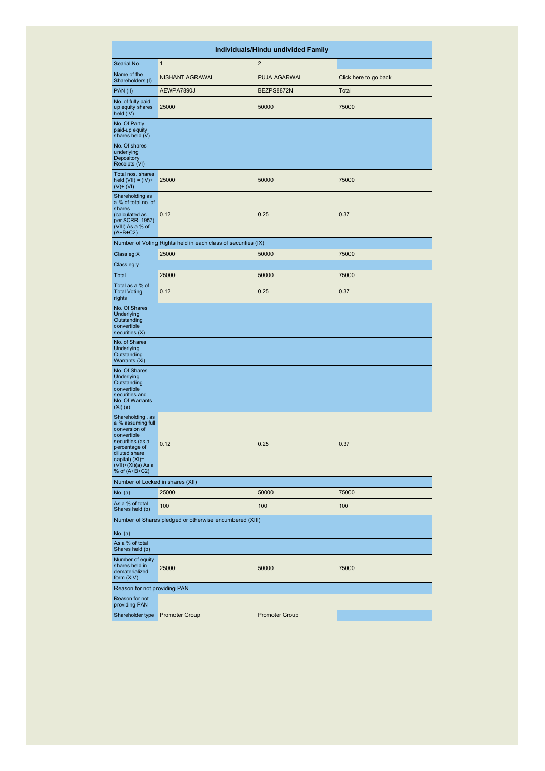| Individuals/Hindu undivided Family | | | |
|---|---|---|---|
| Searial No. | 1 | 2 | |
| Name of the Shareholders (I) | NISHANT AGRAWAL | PUJA AGARWAL | Click here to go back |
| PAN (II) | AEWPA7890J | BEZPS8872N | Total |
| No. of fully paid up equity shares held (IV) | 25000 | 50000 | 75000 |
| No. Of Partly paid-up equity shares held (V) | | | |
| No. Of shares underlying Depository Receipts (VI) | | | |
| Total nos. shares held (VII) = (IV)+(V)+ (VI) | 25000 | 50000 | 75000 |
| Shareholding as a % of total no. of shares (calculated as per SCRR, 1957) (VIII) As a % of (A+B+C2) | 0.12 | 0.25 | 0.37 |
| Number of Voting Rights held in each class of securities (IX) | | | |
| Class eg:X | 25000 | 50000 | 75000 |
| Class eg:y | | | |
| Total | 25000 | 50000 | 75000 |
| Total as a % of Total Voting rights | 0.12 | 0.25 | 0.37 |
| No. Of Shares Underlying Outstanding convertible securities (X) | | | |
| No. of Shares Underlying Outstanding Warrants (Xi) | | | |
| No. Of Shares Underlying Outstanding convertible securities and No. Of Warrants (Xi) (a) | | | |
| Shareholding , as a % assuming full conversion of convertible securities (as a percentage of diluted share capital) (XI)= (VII)+(Xi)(a) As a % of (A+B+C2) | 0.12 | 0.25 | 0.37 |
| Number of Locked in shares (XII) | | | |
| No. (a) | 25000 | 50000 | 75000 |
| As a % of total Shares held (b) | 100 | 100 | 100 |
| Number of Shares pledged or otherwise encumbered (XIII) | | | |
| No. (a) | | | |
| As a % of total Shares held (b) | | | |
| Number of equity shares held in dematerialized form (XIV) | 25000 | 50000 | 75000 |
| Reason for not providing PAN | | | |
| Reason for not providing PAN | | | |
| Shareholder type | Promoter Group | Promoter Group | |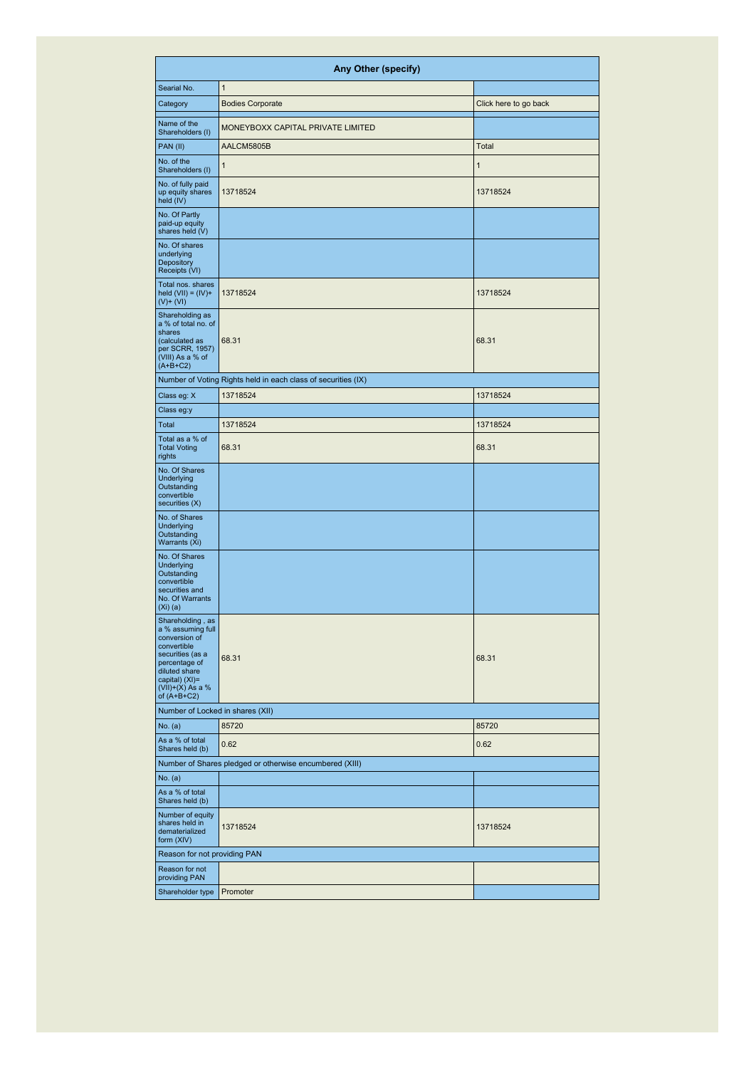| Any Other (specify) | | |
|---|---|---|
| Searial No. | 1 | |
| Category | Bodies Corporate | Click here to go back |
| Name of the Shareholders (I) | MONEYBOXX CAPITAL PRIVATE LIMITED | |
| PAN (II) | AALCM5805B | Total |
| No. of the Shareholders (I) | 1 | 1 |
| No. of fully paid up equity shares held (IV) | 13718524 | 13718524 |
| No. Of Partly paid-up equity shares held (V) | | |
| No. Of shares underlying Depository Receipts (VI) | | |
| Total nos. shares held (VII) = (IV)+(V)+ (VI) | 13718524 | 13718524 |
| Shareholding as a % of total no. of shares (calculated as per SCRR, 1957) (VIII) As a % of (A+B+C2) | 68.31 | 68.31 |
| Number of Voting Rights held in each class of securities (IX) | | |
| Class eg: X | 13718524 | 13718524 |
| Class eg:y | | |
| Total | 13718524 | 13718524 |
| Total as a % of Total Voting rights | 68.31 | 68.31 |
| No. Of Shares Underlying Outstanding convertible securities (X) | | |
| No. of Shares Underlying Outstanding Warrants (Xi) | | |
| No. Of Shares Underlying Outstanding convertible securities and No. Of Warrants (Xi) (a) | | |
| Shareholding , as a % assuming full conversion of convertible securities (as a percentage of diluted share capital) (XI)= (VII)+(X) As a % of (A+B+C2) | 68.31 | 68.31 |
| Number of Locked in shares (XII) | | |
| No. (a) | 85720 | 85720 |
| As a % of total Shares held (b) | 0.62 | 0.62 |
| Number of Shares pledged or otherwise encumbered (XIII) | | |
| No. (a) | | |
| As a % of total Shares held (b) | | |
| Number of equity shares held in dematerialized form (XIV) | 13718524 | 13718524 |
| Reason for not providing PAN | | |
| Reason for not providing PAN | | |
| Shareholder type | Promoter | |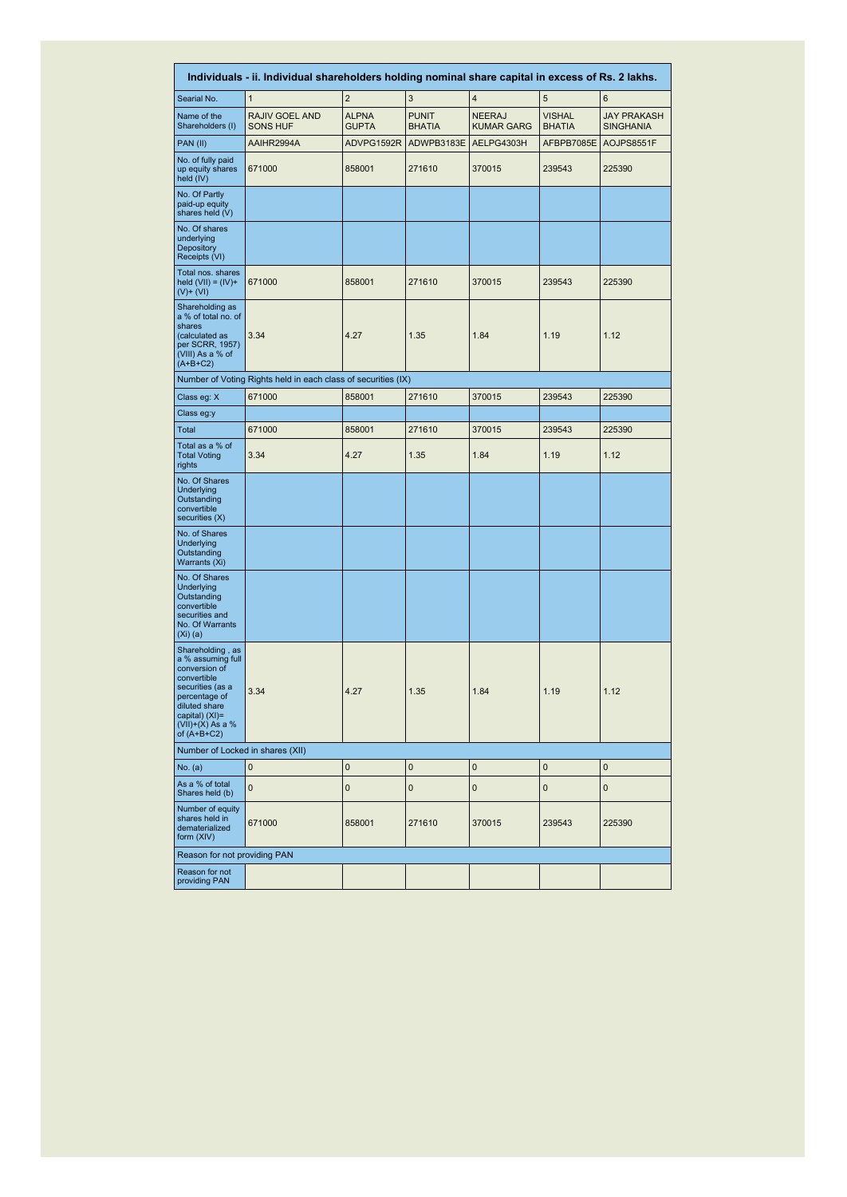| Individuals - ii. Individual shareholders holding nominal share capital in excess of Rs. 2 lakhs. | | | | | | |
|---|---|---|---|---|---|---|
| Searial No. | 1 | 2 | 3 | 4 | 5 | 6 |
| Name of the Shareholders (I) | RAJIV GOEL AND SONS HUF | ALPNA GUPTA | PUNIT BHATIA | NEERAJ KUMAR GARG | VISHAL BHATIA | JAY PRAKASH SINGHANIA |
| PAN (II) | AAIHR2994A | ADVPG1592R | ADWPB3183E | AELPG4303H | AFBPB7085E | AOJPS8551F |
| No. of fully paid up equity shares held (IV) | 671000 | 858001 | 271610 | 370015 | 239543 | 225390 |
| No. Of Partly paid-up equity shares held (V) | | | | | | |
| No. Of shares underlying Depository Receipts (VI) | | | | | | |
| Total nos. shares held (VII) = (IV)+(V)+ (VI) | 671000 | 858001 | 271610 | 370015 | 239543 | 225390 |
| Shareholding as a % of total no. of shares (calculated as per SCRR, 1957) (VIII) As a % of (A+B+C2) | 3.34 | 4.27 | 1.35 | 1.84 | 1.19 | 1.12 |
| Number of Voting Rights held in each class of securities (IX) | | | | | | |
| Class eg: X | 671000 | 858001 | 271610 | 370015 | 239543 | 225390 |
| Class eg:y | | | | | | |
| Total | 671000 | 858001 | 271610 | 370015 | 239543 | 225390 |
| Total as a % of Total Voting rights | 3.34 | 4.27 | 1.35 | 1.84 | 1.19 | 1.12 |
| No. Of Shares Underlying Outstanding convertible securities (X) | | | | | | |
| No. of Shares Underlying Outstanding Warrants (Xi) | | | | | | |
| No. Of Shares Underlying Outstanding convertible securities and No. Of Warrants (Xi) (a) | | | | | | |
| Shareholding , as a % assuming full conversion of convertible securities (as a percentage of diluted share capital) (XI)= (VII)+(X) As a % of (A+B+C2) | 3.34 | 4.27 | 1.35 | 1.84 | 1.19 | 1.12 |
| Number of Locked in shares (XII) | | | | | | |
| No. (a) | 0 | 0 | 0 | 0 | 0 | 0 |
| As a % of total Shares held (b) | 0 | 0 | 0 | 0 | 0 | 0 |
| Number of equity shares held in dematerialized form (XIV) | 671000 | 858001 | 271610 | 370015 | 239543 | 225390 |
| Reason for not providing PAN | | | | | | |
| Reason for not providing PAN | | | | | | |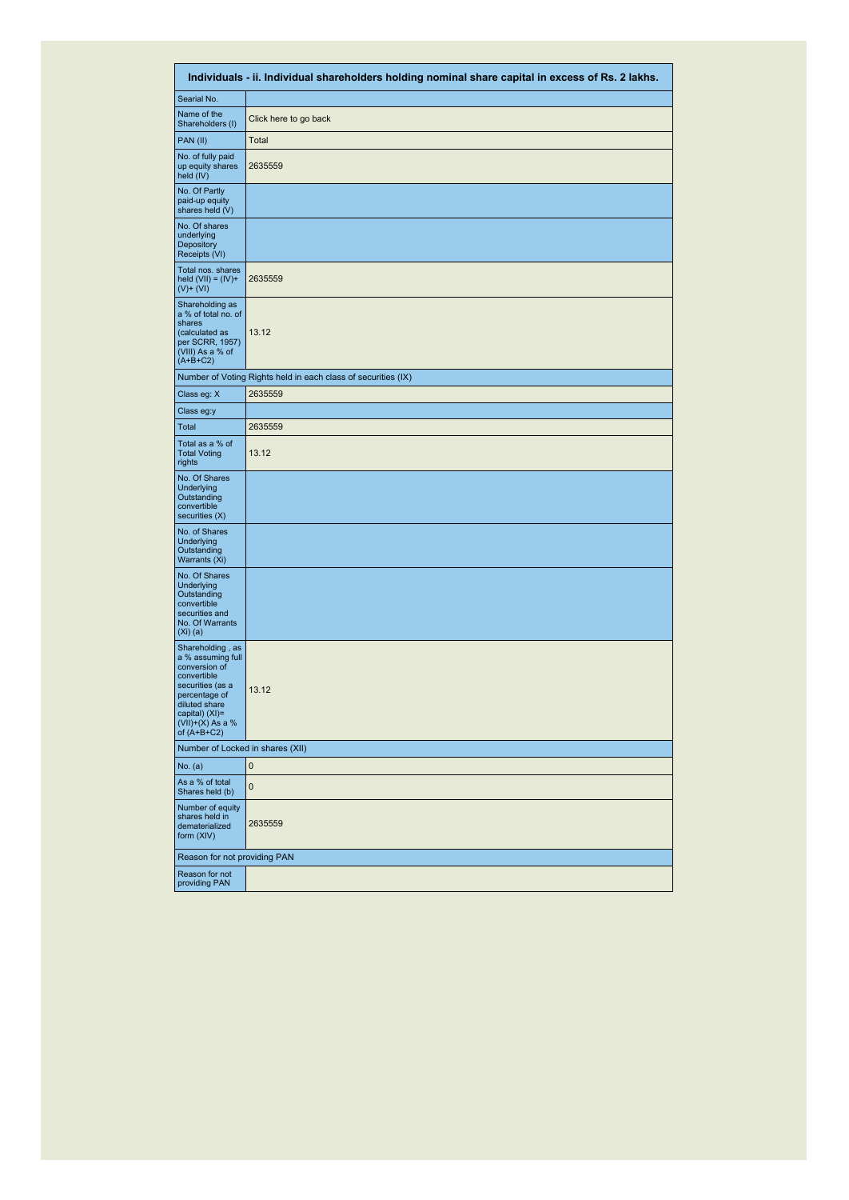| Individuals - ii. Individual shareholders holding nominal share capital in excess of Rs. 2 lakhs. | |
|---|---|
| Searial No. | |
| Name of the Shareholders (I) | Click here to go back |
| PAN (II) | Total |
| No. of fully paid up equity shares held (IV) | 2635559 |
| No. Of Partly paid-up equity shares held (V) | |
| No. Of shares underlying Depository Receipts (VI) | |
| Total nos. shares held (VII) = (IV)+ (V)+ (VI) | 2635559 |
| Shareholding as a % of total no. of shares (calculated as per SCRR, 1957) (VIII) As a % of (A+B+C2) | 13.12 |
| Number of Voting Rights held in each class of securities (IX) | |
| Class eg: X | 2635559 |
| Class eg:y | |
| Total | 2635559 |
| Total as a % of Total Voting rights | 13.12 |
| No. Of Shares Underlying Outstanding convertible securities (X) | |
| No. of Shares Underlying Outstanding Warrants (Xi) | |
| No. Of Shares Underlying Outstanding convertible securities and No. Of Warrants (Xi) (a) | |
| Shareholding , as a % assuming full conversion of convertible securities (as a percentage of diluted share capital) (XI)= (VII)+(X) As a % of (A+B+C2) | 13.12 |
| Number of Locked in shares (XII) | |
| No. (a) | 0 |
| As a % of total Shares held (b) | 0 |
| Number of equity shares held in dematerialized form (XIV) | 2635559 |
| Reason for not providing PAN | |
| Reason for not providing PAN | |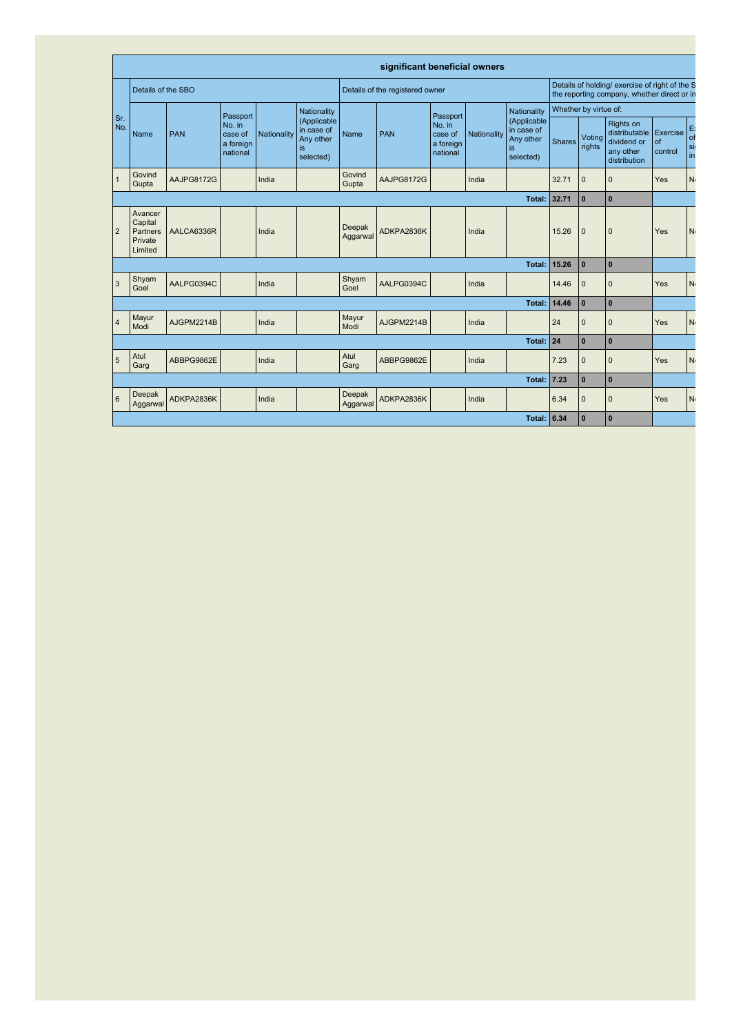## significant beneficial owners

| Sr. No. | Details of the SBO | | | | | Details of the registered owner | | | | | Details of holding/ exercise of right of the S the reporting company, whether direct or in | | | | |
|---|---|---|---|---|---|---|---|---|---|---|---|---|---|---|---|
| | | | | | | | | | | | Whether by virtue of: | | | | |
| | Name | PAN | Passport No. in case of a foreign national | Nationality | Nationality (Applicable in case of Any other is selected) | Name | PAN | Passport No. in case of a foreign national | Nationality | Nationality (Applicable in case of Any other is selected) | Shares | Voting rights | Rights on distributable dividend or any other distribution | Exercise of control | E: of si in |
| 1 | Govind Gupta | AAJPG8172G | | India | | Govind Gupta | AAJPG8172G | | India | | 32.71 | 0 | 0 | Yes | N |
| | | | | | | | | | | Total: | 32.71 | 0 | 0 | | |
| 2 | Avancer Capital Partners Private Limited | AALCA6336R | | India | | Deepak Aggarwal | ADKPA2836K | | India | | 15.26 | 0 | 0 | Yes | N |
| | | | | | | | | | | Total: | 15.26 | 0 | 0 | | |
| 3 | Shyam Goel | AALPG0394C | | India | | Shyam Goel | AALPG0394C | | India | | 14.46 | 0 | 0 | Yes | N |
| | | | | | | | | | | Total: | 14.46 | 0 | 0 | | |
| 4 | Mayur Modi | AJGPM2214B | | India | | Mayur Modi | AJGPM2214B | | India | | 24 | 0 | 0 | Yes | N |
| | | | | | | | | | | Total: | 24 | 0 | 0 | | |
| 5 | Atul Garg | ABBPG9862E | | India | | Atul Garg | ABBPG9862E | | India | | 7.23 | 0 | 0 | Yes | N |
| | | | | | | | | | | Total: | 7.23 | 0 | 0 | | |
| 6 | Deepak Aggarwal | ADKPA2836K | | India | | Deepak Aggarwal | ADKPA2836K | | India | | 6.34 | 0 | 0 | Yes | N |
| | | | | | | | | | | Total: | 6.34 | 0 | 0 | | |